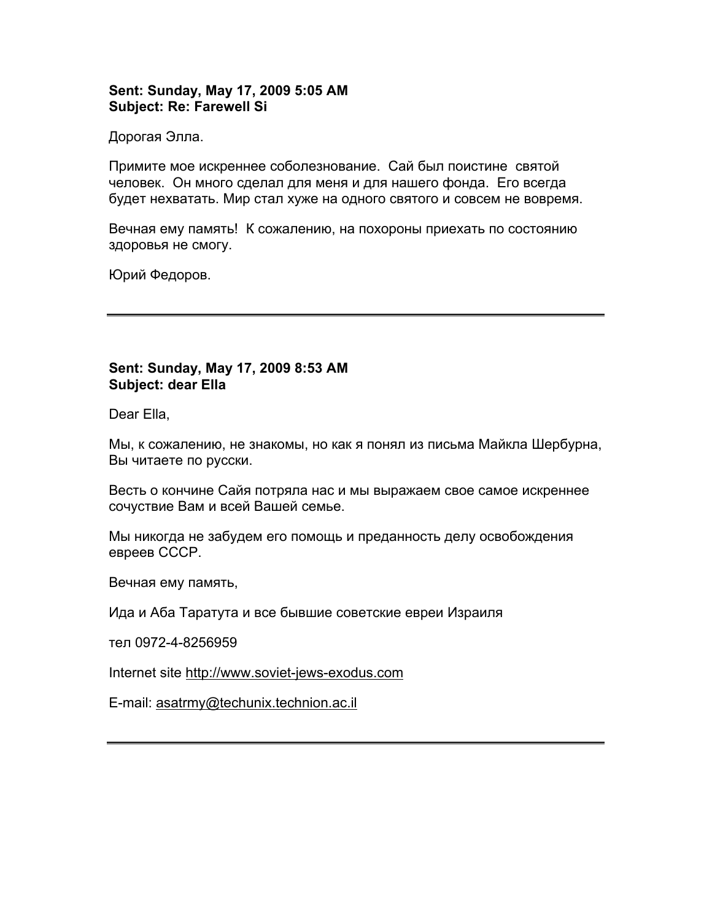**Sent: Sunday, May 17, 2009 5:05 AM**
**Subject: Re: Farewell Si**

Дорогая Элла.

Примите мое искреннее соболезнование.  Сай был поистине  святой человек.  Он много сделал для меня и для нашего фонда.  Его всегда будет нехватать. Мир стал хуже на одного святого и совсем не вовремя.

Вечная ему память!  К сожалению, на похороны приехать по состоянию здоровья не смогу.

Юрий Федоров.

---

**Sent: Sunday, May 17, 2009 8:53 AM**
**Subject: dear Ella**

Dear Ella,

Мы, к сожалению, не знакомы, но как я понял из письма Майкла Шербурна, Вы читаете по русски.

Весть о кончине Сайя потряла нас и мы выражаем свое самое искреннее сочувствие Вам и всей Вашей семье.

Мы никогда не забудем его помощь и преданность делу освобождения евреев СССР.

Вечная ему память,

Ида и Аба Таратута и все бывшие советские евреи Израиля

тел 0972-4-8256959

Internet site http://www.soviet-jews-exodus.com

E-mail: asatrmy@techunix.technion.ac.il

---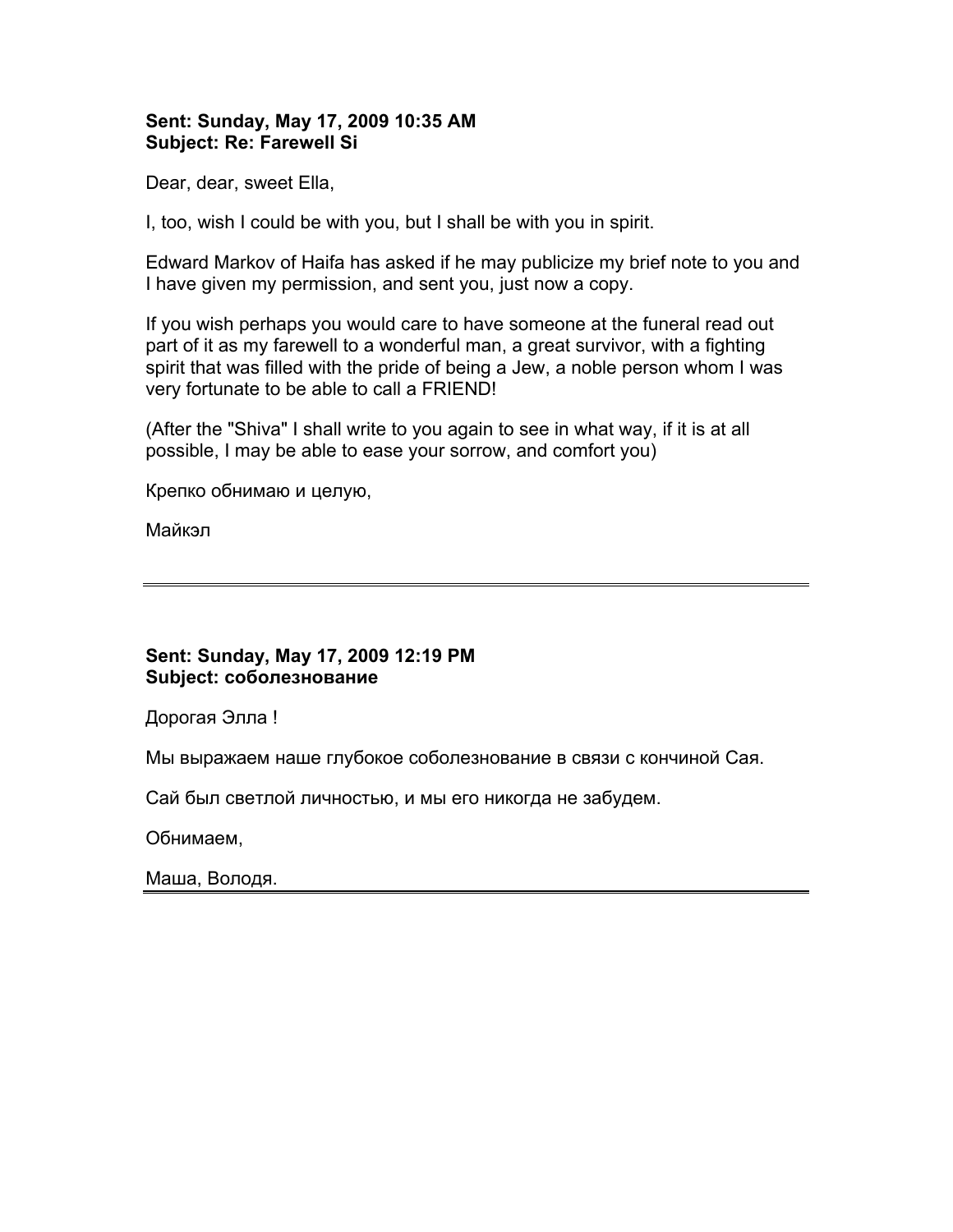**Sent: Sunday, May 17, 2009 10:35 AM**
**Subject: Re: Farewell Si**

Dear, dear, sweet Ella,

I, too, wish I could be with you, but I shall be with you in spirit.

Edward Markov of Haifa has asked if he may publicize my brief note to you and I have given my permission, and sent you, just now a copy.

If you wish perhaps you would care to have someone at the funeral read out part of it as my farewell to a wonderful man, a great survivor, with a fighting spirit that was filled with the pride of being a Jew, a noble person whom I was very fortunate to be able to call a FRIEND!

(After the "Shiva" I shall write to you again to see in what way, if it is at all possible, I may be able to ease your sorrow, and comfort you)

Крепко обнимаю и целую,

Майкэл

---

**Sent: Sunday, May 17, 2009 12:19 PM**
**Subject: соболезнование**

Дорогая Элла !

Мы выражаем наше глубокое соболезнование в связи с кончиной Сая.

Сай был светлой личностью, и мы его никогда не забудем.

Обнимаем,

Маша, Володя.

---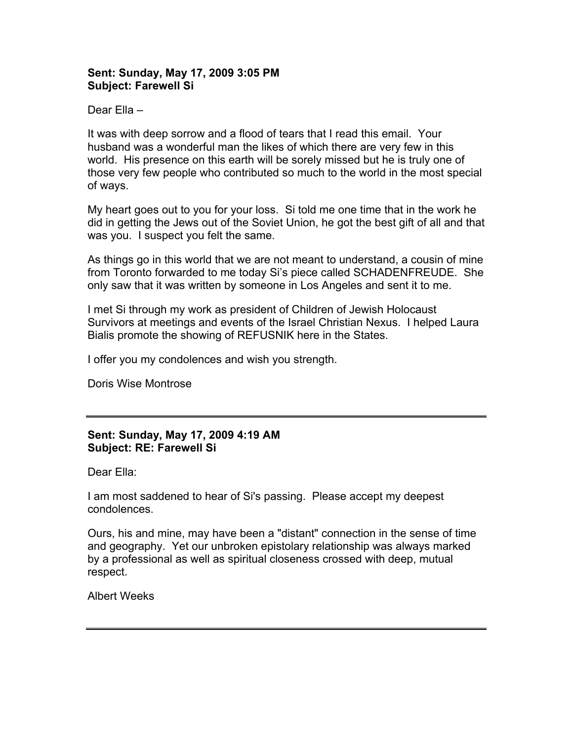**Sent: Sunday, May 17, 2009 3:05 PM**
**Subject: Farewell Si**

Dear Ella –

It was with deep sorrow and a flood of tears that I read this email. Your husband was a wonderful man the likes of which there are very few in this world. His presence on this earth will be sorely missed but he is truly one of those very few people who contributed so much to the world in the most special of ways.

My heart goes out to you for your loss. Si told me one time that in the work he did in getting the Jews out of the Soviet Union, he got the best gift of all and that was you. I suspect you felt the same.

As things go in this world that we are not meant to understand, a cousin of mine from Toronto forwarded to me today Si's piece called SCHADENFREUDE. She only saw that it was written by someone in Los Angeles and sent it to me.

I met Si through my work as president of Children of Jewish Holocaust Survivors at meetings and events of the Israel Christian Nexus. I helped Laura Bialis promote the showing of REFUSNIK here in the States.

I offer you my condolences and wish you strength.

Doris Wise Montrose

---

**Sent: Sunday, May 17, 2009 4:19 AM**
**Subject: RE: Farewell Si**

Dear Ella:

I am most saddened to hear of Si's passing. Please accept my deepest condolences.

Ours, his and mine, may have been a "distant" connection in the sense of time and geography. Yet our unbroken epistolary relationship was always marked by a professional as well as spiritual closeness crossed with deep, mutual respect.

Albert Weeks

---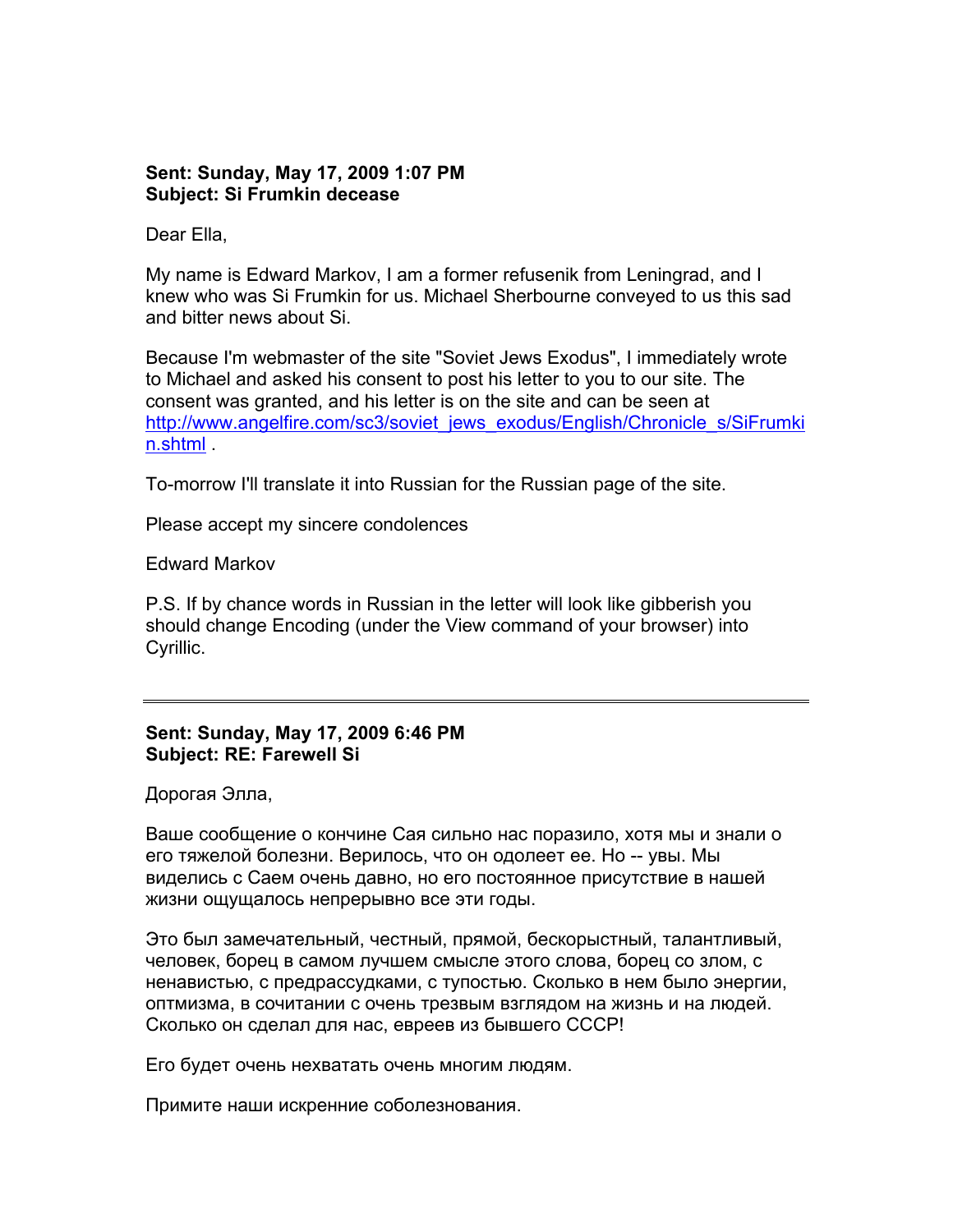**Sent: Sunday, May 17, 2009 1:07 PM**
**Subject: Si Frumkin decease**

Dear Ella,

My name is Edward Markov, I am a former refusenik from Leningrad, and I knew who was Si Frumkin for us. Michael Sherbourne conveyed to us this sad and bitter news about Si.

Because I'm webmaster of the site "Soviet Jews Exodus", I immediately wrote to Michael and asked his consent to post his letter to you to our site. The consent was granted, and his letter is on the site and can be seen at [http://www.angelfire.com/sc3/soviet_jews_exodus/English/Chronicle_s/SiFrumkin.shtml](http://www.angelfire.com/sc3/soviet_jews_exodus/English/Chronicle_s/SiFrumkin.shtml) .

To-morrow I'll translate it into Russian for the Russian page of the site.

Please accept my sincere condolences

Edward Markov

P.S. If by chance words in Russian in the letter will look like gibberish you should change Encoding (under the View command of your browser) into Cyrillic.

---

**Sent: Sunday, May 17, 2009 6:46 PM**
**Subject: RE: Farewell Si**

Дорогая Элла,

Ваше сообщение о кончине Сая сильно нас поразило, хотя мы и знали о его тяжелой болезни. Верилось, что он одолеет ее. Но -- увы. Мы виделись с Саем очень давно, но его постоянное присутствие в нашей жизни ощущалось непрерывно все эти годы.

Это был замечательный, честный, прямой, бескорыстный, талантливый, человек, борец в самом лучшем смысле этого слова, борец со злом, с ненавистью, с предрассудками, с тупостью. Сколько в нем было энергии, оптмизма, в сочитании с очень трезвым взглядом на жизнь и на людей. Сколько он сделал для нас, евреев из бывшего СССР!

Его будет очень нехватать очень многим людям.

Примите наши искренние соболезнования.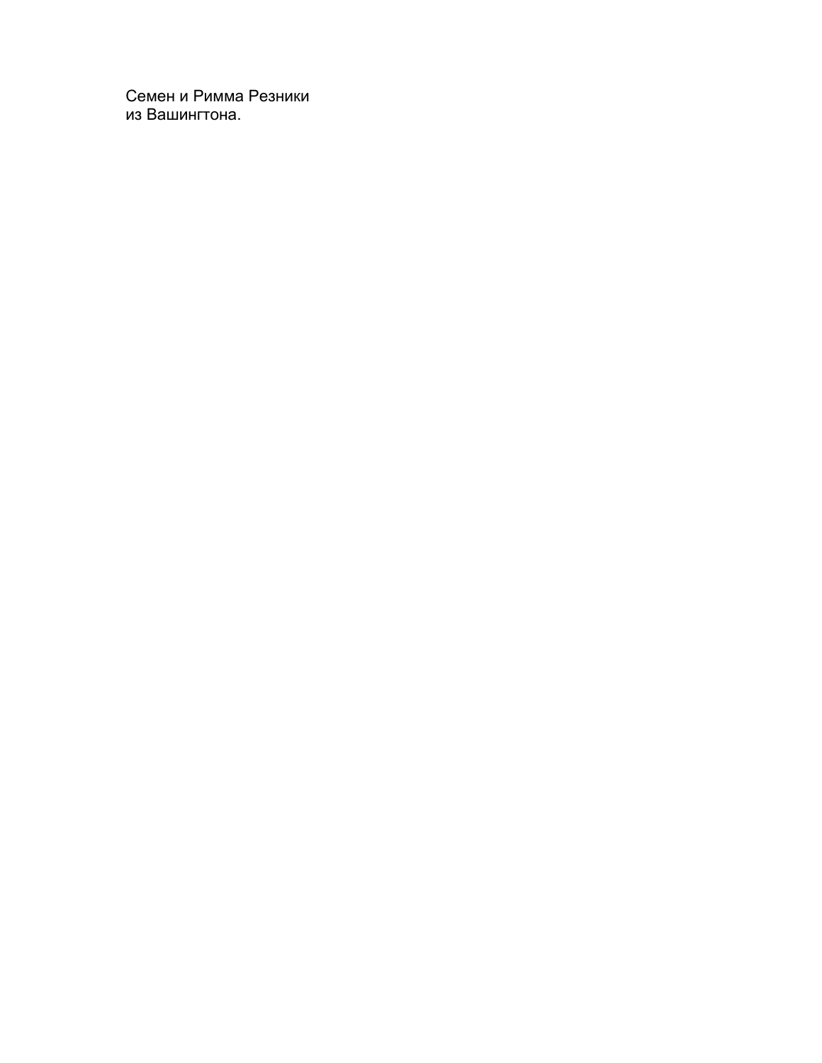Семен и Римма Резники
из Вашингтона.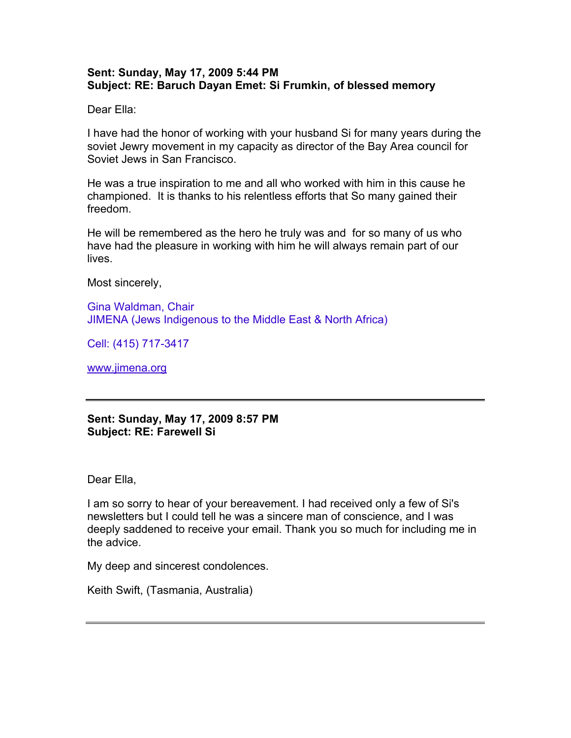**Sent: Sunday, May 17, 2009 5:44 PM**
**Subject: RE: Baruch Dayan Emet: Si Frumkin, of blessed memory**

Dear Ella:

I have had the honor of working with your husband Si for many years during the soviet Jewry movement in my capacity as director of the Bay Area council for Soviet Jews in San Francisco.

He was a true inspiration to me and all who worked with him in this cause he championed.  It is thanks to his relentless efforts that So many gained their freedom.

He will be remembered as the hero he truly was and  for so many of us who have had the pleasure in working with him he will always remain part of our lives.

Most sincerely,

Gina Waldman, Chair
JIMENA (Jews Indigenous to the Middle East & North Africa)

Cell: (415) 717-3417

www.jimena.org

---

**Sent: Sunday, May 17, 2009 8:57 PM**
**Subject: RE: Farewell Si**

Dear Ella,

I am so sorry to hear of your bereavement. I had received only a few of Si's newsletters but I could tell he was a sincere man of conscience, and I was deeply saddened to receive your email. Thank you so much for including me in the advice.

My deep and sincerest condolences.

Keith Swift, (Tasmania, Australia)

---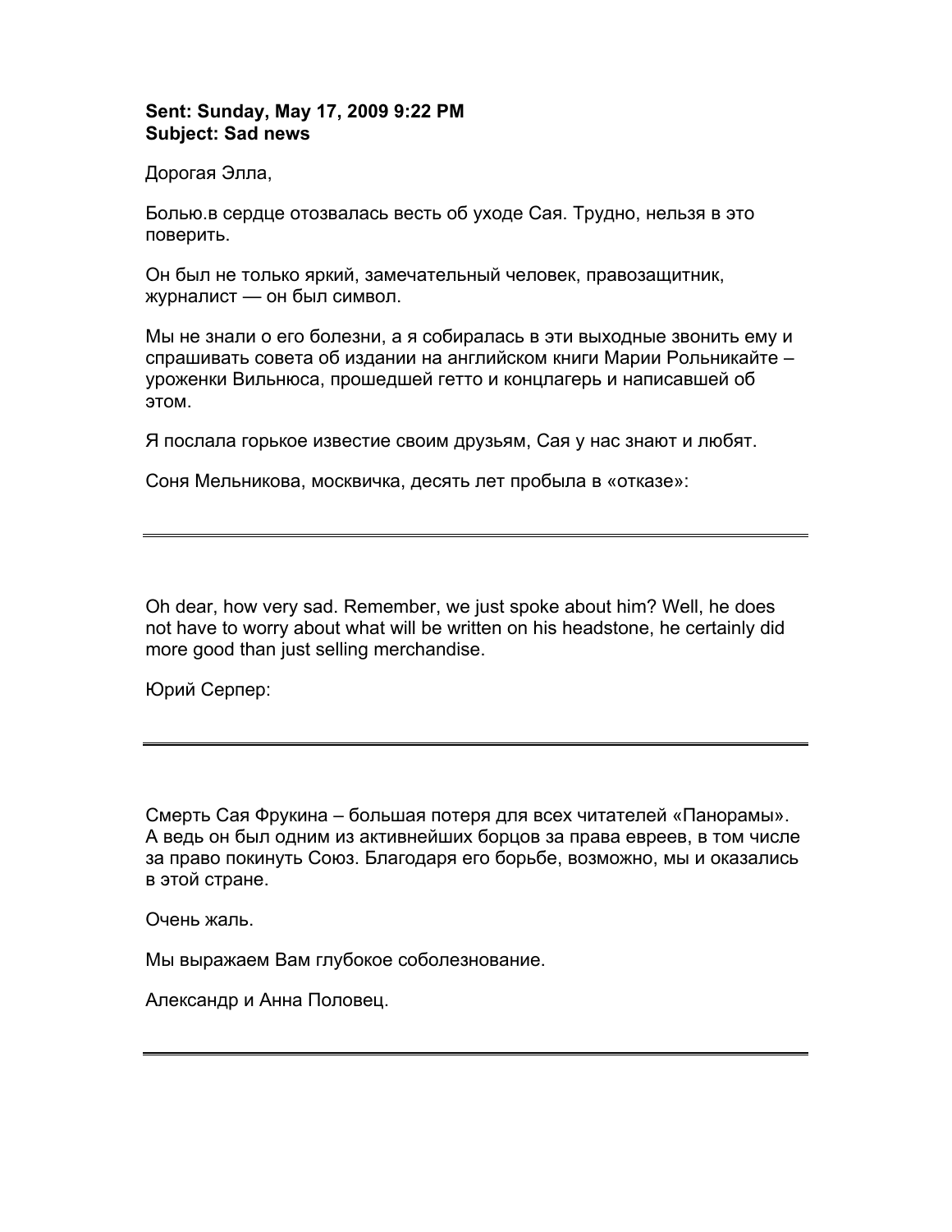**Sent: Sunday, May 17, 2009 9:22 PM**
**Subject: Sad news**

Дорогая Элла,

Болью.в сердце отозвалась весть об уходе Сая. Трудно, нельзя в это поверить.

Он был не только яркий, замечательный человек, правозащитник, журналист — он был символ.

Мы не знали о его болезни, а я собиралась в эти выходные звонить ему и спрашивать совета об издании на английском книги Марии Рольникайте – уроженки Вильнюса, прошедшей гетто и концлагерь и написавшей об этом.

Я послала горькое известие своим друзьям, Сая у нас знают и любят.

Соня Мельникова, москвичка, десять лет пробыла в «отказе»:

---

Oh dear, how very sad. Remember, we just spoke about him? Well, he does not have to worry about what will be written on his headstone, he certainly did more good than just selling merchandise.

Юрий Серпер:

---

Смерть Сая Фрукина – большая потеря для всех читателей «Панорамы». А ведь он был одним из активнейших борцов за права евреев, в том числе за право покинуть Союз. Благодаря его борьбе, возможно, мы и оказались в этой стране.

Очень жаль.

Мы выражаем Вам глубокое соболезнование.

Александр и Анна Половец.

---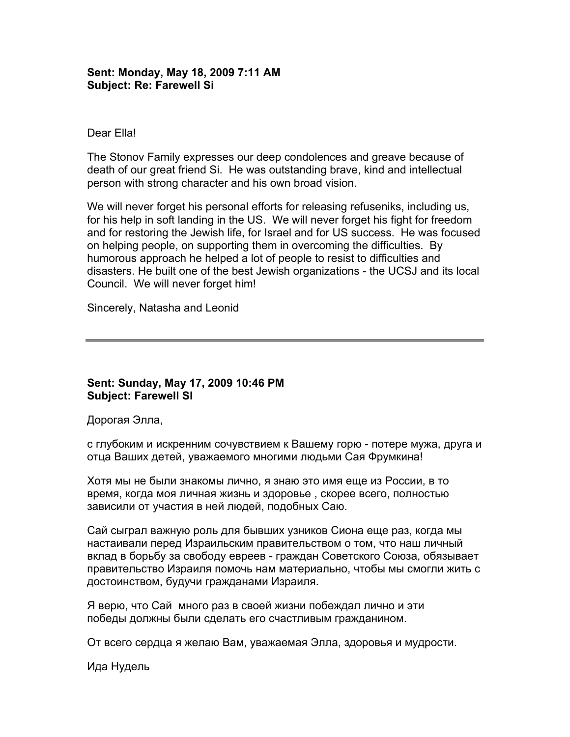**Sent: Monday, May 18, 2009 7:11 AM**
**Subject: Re: Farewell Si**

Dear Ella!

The Stonov Family expresses our deep condolences and greave because of death of our great friend Si. He was outstanding brave, kind and intellectual person with strong character and his own broad vision.

We will never forget his personal efforts for releasing refuseniks, including us, for his help in soft landing in the US. We will never forget his fight for freedom and for restoring the Jewish life, for Israel and for US success. He was focused on helping people, on supporting them in overcoming the difficulties. By humorous approach he helped a lot of people to resist to difficulties and disasters. He built one of the best Jewish organizations - the UCSJ and its local Council. We will never forget him!

Sincerely, Natasha and Leonid

---

**Sent: Sunday, May 17, 2009 10:46 PM**
**Subject: Farewell SI**

Дорогая Элла,

с глубоким и искренним сочувствием к Вашему горю - потере мужа, друга и отца Ваших детей, уважаемого многими людьми Сая Фрумкина!

Хотя мы не были знакомы лично, я знаю это имя еще из России, в то время, когда моя личная жизнь и здоровье , скорее всего, полностью зависили от участия в ней людей, подобных Саю.

Сай сыграл важную роль для бывших узников Сиона еще раз, когда мы настаивали перед Израильским правительством о том, что наш личный вклад в борьбу за свободу евреев - граждан Советского Союза, обязывает правительство Израиля помочь нам материально, чтобы мы смогли жить с достоинством, будучи гражданами Израиля.

Я верю, что Сай много раз в своей жизни побеждал лично и эти победы должны были сделать его счастливым гражданином.

От всего сердца я желаю Вам, уважаемая Элла, здоровья и мудрости.

Ида Нудель